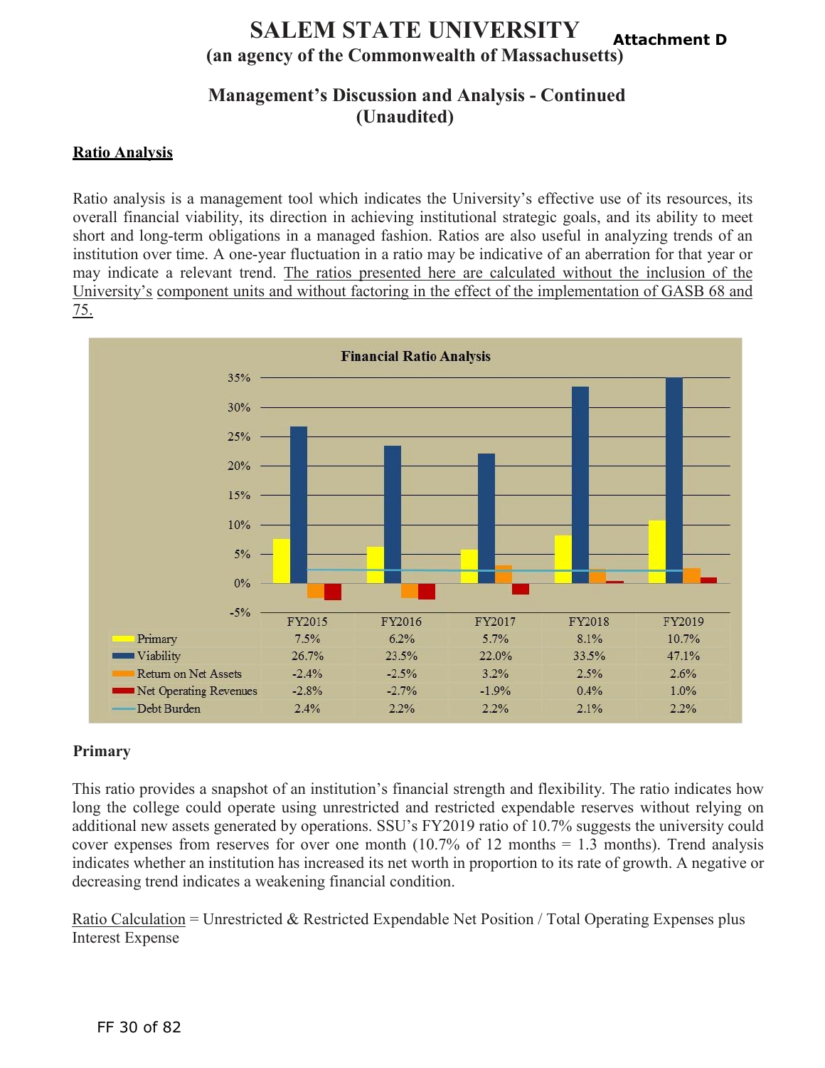# SALEM STATE UNIVERSITY

**Attachment D**

## (an agency of the Commonwealth of Massachusetts)

## Management's Discussion and Analysis - Continued (Unaudited)

### Ratio Analysis

Ratio analysis is a management tool which indicates the University's effective use of its resources, its overall financial viability, its direction in achieving institutional strategic goals, and its ability to meet short and long-term obligations in a managed fashion. Ratios are also useful in analyzing trends of an institution over time. A one-year fluctuation in a ratio may be indicative of an aberration for that year or may indicate a relevant trend. The ratios presented here are calculated without the inclusion of the University's component units and without factoring in the effect of the implementation of GASB 68 and 75.

**Financial Ratio Analysis**

| | FY2015 | FY2016 | FY2017 | FY2018 | FY2019 |
|---|---|---|---|---|---|
| Primary | 7.5% | 6.2% | 5.7% | 8.1% | 10.7% |
| Viability | 26.7% | 23.5% | 22.0% | 33.5% | 47.1% |
| Return on Net Assets | -2.4% | -2.5% | 3.2% | 2.5% | 2.6% |
| Net Operating Revenues | -2.8% | -2.7% | -1.9% | 0.4% | 1.0% |
| Debt Burden | 2.4% | 2.2% | 2.2% | 2.1% | 2.2% |

### Primary

This ratio provides a snapshot of an institution's financial strength and flexibility. The ratio indicates how long the college could operate using unrestricted and restricted expendable reserves without relying on additional new assets generated by operations. SSU's FY2019 ratio of 10.7% suggests the university could cover expenses from reserves for over one month (10.7% of 12 months = 1.3 months). Trend analysis indicates whether an institution has increased its net worth in proportion to its rate of growth. A negative or decreasing trend indicates a weakening financial condition.

Ratio Calculation = Unrestricted & Restricted Expendable Net Position / Total Operating Expenses plus Interest Expense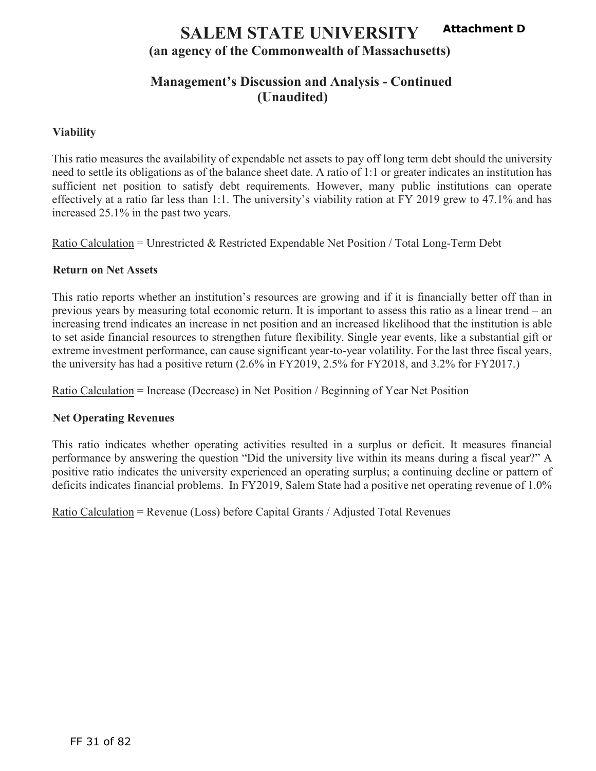# SALEM STATE UNIVERSITY

**Attachment D**

## (an agency of the Commonwealth of Massachusetts)

## Management's Discussion and Analysis - Continued (Unaudited)

### Viability

This ratio measures the availability of expendable net assets to pay off long term debt should the university need to settle its obligations as of the balance sheet date. A ratio of 1:1 or greater indicates an institution has sufficient net position to satisfy debt requirements. However, many public institutions can operate effectively at a ratio far less than 1:1. The university's viability ration at FY 2019 grew to 47.1% and has increased 25.1% in the past two years.

Ratio Calculation = Unrestricted & Restricted Expendable Net Position / Total Long-Term Debt

### Return on Net Assets

This ratio reports whether an institution's resources are growing and if it is financially better off than in previous years by measuring total economic return. It is important to assess this ratio as a linear trend – an increasing trend indicates an increase in net position and an increased likelihood that the institution is able to set aside financial resources to strengthen future flexibility. Single year events, like a substantial gift or extreme investment performance, can cause significant year-to-year volatility. For the last three fiscal years, the university has had a positive return (2.6% in FY2019, 2.5% for FY2018, and 3.2% for FY2017.)

Ratio Calculation = Increase (Decrease) in Net Position / Beginning of Year Net Position

### Net Operating Revenues

This ratio indicates whether operating activities resulted in a surplus or deficit. It measures financial performance by answering the question "Did the university live within its means during a fiscal year?" A positive ratio indicates the university experienced an operating surplus; a continuing decline or pattern of deficits indicates financial problems. In FY2019, Salem State had a positive net operating revenue of 1.0%

Ratio Calculation = Revenue (Loss) before Capital Grants / Adjusted Total Revenues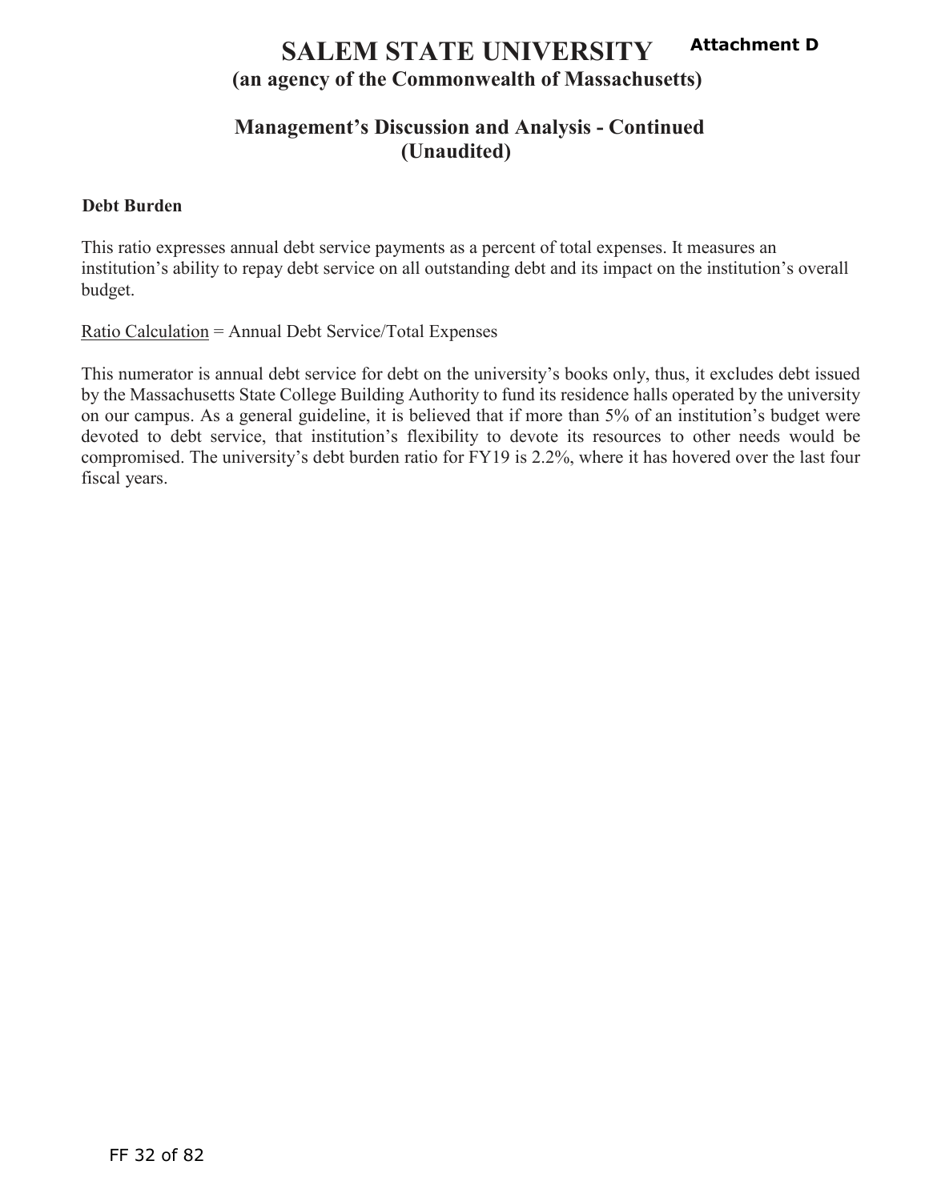# SALEM STATE UNIVERSITY

**Attachment D**

## (an agency of the Commonwealth of Massachusetts)

## Management's Discussion and Analysis - Continued (Unaudited)

**Debt Burden**

This ratio expresses annual debt service payments as a percent of total expenses. It measures an institution's ability to repay debt service on all outstanding debt and its impact on the institution's overall budget.

Ratio Calculation = Annual Debt Service/Total Expenses

This numerator is annual debt service for debt on the university's books only, thus, it excludes debt issued by the Massachusetts State College Building Authority to fund its residence halls operated by the university on our campus. As a general guideline, it is believed that if more than 5% of an institution's budget were devoted to debt service, that institution's flexibility to devote its resources to other needs would be compromised. The university's debt burden ratio for FY19 is 2.2%, where it has hovered over the last four fiscal years.